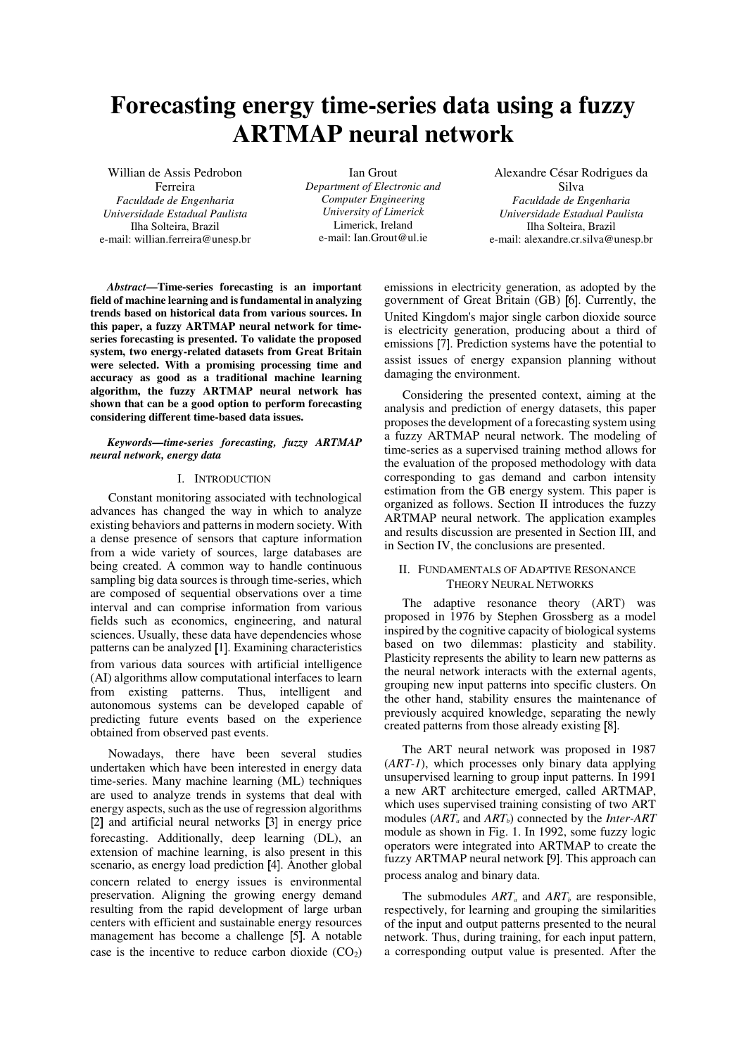# Forecasting energy time-series data using a fuzzy ARTMAP neural network

Willian de Assis Pedrobon Ferreira
*Faculdade de Engenharia*
*Universidade Estadual Paulista*
Ilha Solteira, Brazil
e-mail: willian.ferreira@unesp.br

Ian Grout
*Department of Electronic and Computer Engineering*
*University of Limerick*
Limerick, Ireland
e-mail: Ian.Grout@ul.ie

Alexandre César Rodrigues da Silva
*Faculdade de Engenharia*
*Universidade Estadual Paulista*
Ilha Solteira, Brazil
e-mail: alexandre.cr.silva@unesp.br

***Abstract*—Time-series forecasting is an important field of machine learning and is fundamental in analyzing trends based on historical data from various sources. In this paper, a fuzzy ARTMAP neural network for time-series forecasting is presented. To validate the proposed system, two energy-related datasets from Great Britain were selected. With a promising processing time and accuracy as good as a traditional machine learning algorithm, the fuzzy ARTMAP neural network has shown that can be a good option to perform forecasting considering different time-based data issues.**

***Keywords*—*time-series forecasting, fuzzy ARTMAP neural network, energy data***

## I. Introduction

Constant monitoring associated with technological advances has changed the way in which to analyze existing behaviors and patterns in modern society. With a dense presence of sensors that capture information from a wide variety of sources, large databases are being created. A common way to handle continuous sampling big data sources is through time-series, which are composed of sequential observations over a time interval and can comprise information from various fields such as economics, engineering, and natural sciences. Usually, these data have dependencies whose patterns can be analyzed [1]. Examining characteristics from various data sources with artificial intelligence (AI) algorithms allow computational interfaces to learn from existing patterns. Thus, intelligent and autonomous systems can be developed capable of predicting future events based on the experience obtained from observed past events.

Nowadays, there have been several studies undertaken which have been interested in energy data time-series. Many machine learning (ML) techniques are used to analyze trends in systems that deal with energy aspects, such as the use of regression algorithms [2] and artificial neural networks [3] in energy price forecasting. Additionally, deep learning (DL), an extension of machine learning, is also present in this scenario, as energy load prediction [4]. Another global concern related to energy issues is environmental preservation. Aligning the growing energy demand resulting from the rapid development of large urban centers with efficient and sustainable energy resources management has become a challenge [5]. A notable case is the incentive to reduce carbon dioxide ($CO_2$) emissions in electricity generation, as adopted by the government of Great Britain (GB) [6]. Currently, the United Kingdom's major single carbon dioxide source is electricity generation, producing about a third of emissions [7]. Prediction systems have the potential to assist issues of energy expansion planning without damaging the environment.

Considering the presented context, aiming at the analysis and prediction of energy datasets, this paper proposes the development of a forecasting system using a fuzzy ARTMAP neural network. The modeling of time-series as a supervised training method allows for the evaluation of the proposed methodology with data corresponding to gas demand and carbon intensity estimation from the GB energy system. This paper is organized as follows. Section II introduces the fuzzy ARTMAP neural network. The application examples and results discussion are presented in Section III, and in Section IV, the conclusions are presented.

## II. Fundamentals of Adaptive Resonance Theory Neural Networks

The adaptive resonance theory (ART) was proposed in 1976 by Stephen Grossberg as a model inspired by the cognitive capacity of biological systems based on two dilemmas: plasticity and stability. Plasticity represents the ability to learn new patterns as the neural network interacts with the external agents, grouping new input patterns into specific clusters. On the other hand, stability ensures the maintenance of previously acquired knowledge, separating the newly created patterns from those already existing [8].

The ART neural network was proposed in 1987 (*ART-1*), which processes only binary data applying unsupervised learning to group input patterns. In 1991 a new ART architecture emerged, called ARTMAP, which uses supervised training consisting of two ART modules ($ART_a$ and $ART_b$) connected by the *Inter-ART* module as shown in Fig. 1. In 1992, some fuzzy logic operators were integrated into ARTMAP to create the fuzzy ARTMAP neural network [9]. This approach can process analog and binary data.

The submodules $ART_a$ and $ART_b$ are responsible, respectively, for learning and grouping the similarities of the input and output patterns presented to the neural network. Thus, during training, for each input pattern, a corresponding output value is presented. After the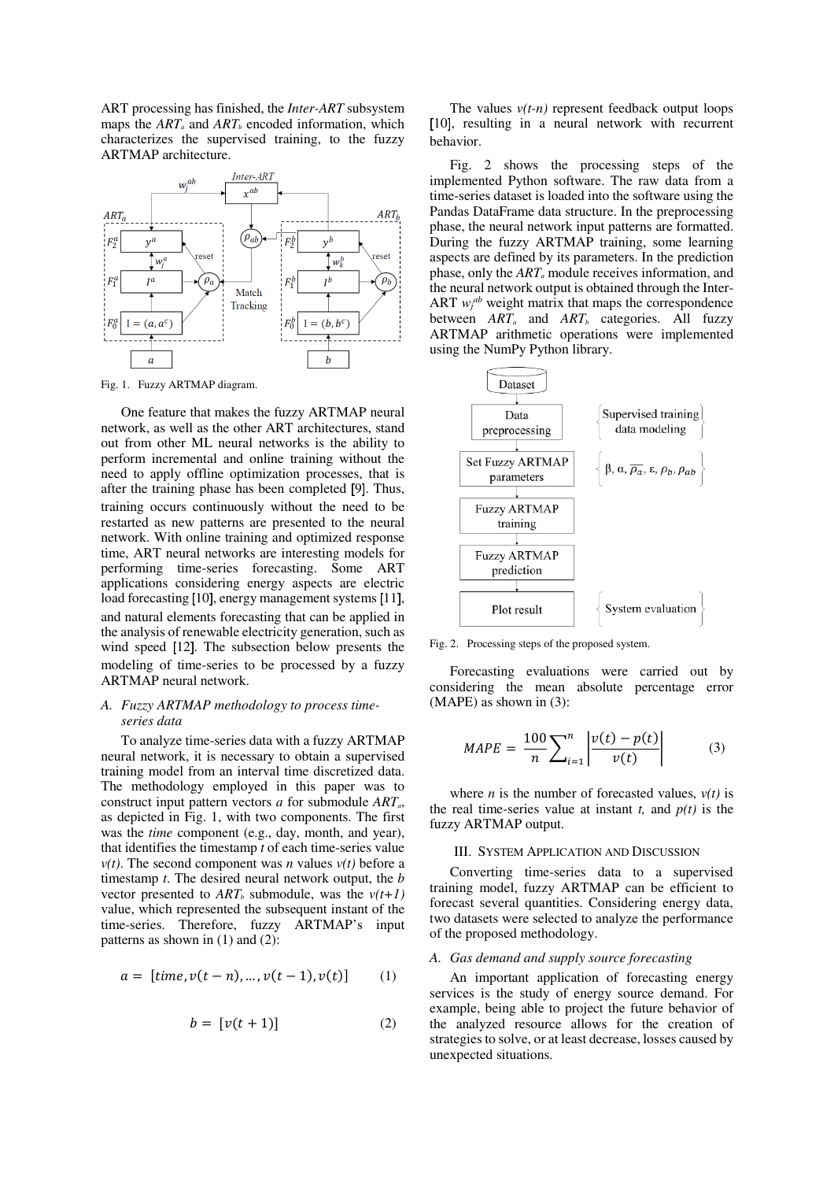ART processing has finished, the *Inter-ART* subsystem maps the $ART_a$ and $ART_b$ encoded information, which characterizes the supervised training, to the fuzzy ARTMAP architecture.

Fig. 1. Fuzzy ARTMAP diagram.

One feature that makes the fuzzy ARTMAP neural network, as well as the other ART architectures, stand out from other ML neural networks is the ability to perform incremental and online training without the need to apply offline optimization processes, that is after the training phase has been completed [9]. Thus, training occurs continuously without the need to be restarted as new patterns are presented to the neural network. With online training and optimized response time, ART neural networks are interesting models for performing time-series forecasting. Some ART applications considering energy aspects are electric load forecasting [10], energy management systems [11], and natural elements forecasting that can be applied in the analysis of renewable electricity generation, such as wind speed [12]. The subsection below presents the modeling of time-series to be processed by a fuzzy ARTMAP neural network.

### A. Fuzzy ARTMAP methodology to process time-series data

To analyze time-series data with a fuzzy ARTMAP neural network, it is necessary to obtain a supervised training model from an interval time discretized data. The methodology employed in this paper was to construct input pattern vectors *a* for submodule $ART_a$, as depicted in Fig. 1, with two components. The first was the *time* component (e.g., day, month, and year), that identifies the timestamp *t* of each time-series value $v(t)$. The second component was *n* values $v(t)$ before a timestamp *t*. The desired neural network output, the *b* vector presented to $ART_b$ submodule, was the $v(t+1)$ value, which represented the subsequent instant of the time-series. Therefore, fuzzy ARTMAP's input patterns as shown in (1) and (2):

$$a = [time, v(t-n), \dots, v(t-1), v(t)] \qquad (1)$$

$$b = [v(t+1)] \qquad (2)$$

The values $v(t\text{-}n)$ represent feedback output loops [10], resulting in a neural network with recurrent behavior.

Fig. 2 shows the processing steps of the implemented Python software. The raw data from a time-series dataset is loaded into the software using the Pandas DataFrame data structure. In the preprocessing phase, the neural network input patterns are formatted. During the fuzzy ARTMAP training, some learning aspects are defined by its parameters. In the prediction phase, only the $ART_a$ module receives information, and the neural network output is obtained through the Inter-ART $w_j^{ab}$ weight matrix that maps the correspondence between $ART_a$ and $ART_b$ categories. All fuzzy ARTMAP arithmetic operations were implemented using the NumPy Python library.

Fig. 2. Processing steps of the proposed system.

Forecasting evaluations were carried out by considering the mean absolute percentage error (MAPE) as shown in (3):

$$MAPE = \frac{100}{n}\sum_{i=1}^{n}\left|\frac{v(t)-p(t)}{v(t)}\right| \qquad (3)$$

where *n* is the number of forecasted values, $v(t)$ is the real time-series value at instant *t,* and $p(t)$ is the fuzzy ARTMAP output.

## III. System Application and Discussion

Converting time-series data to a supervised training model, fuzzy ARTMAP can be efficient to forecast several quantities. Considering energy data, two datasets were selected to analyze the performance of the proposed methodology.

### A. Gas demand and supply source forecasting

An important application of forecasting energy services is the study of energy source demand. For example, being able to project the future behavior of the analyzed resource allows for the creation of strategies to solve, or at least decrease, losses caused by unexpected situations.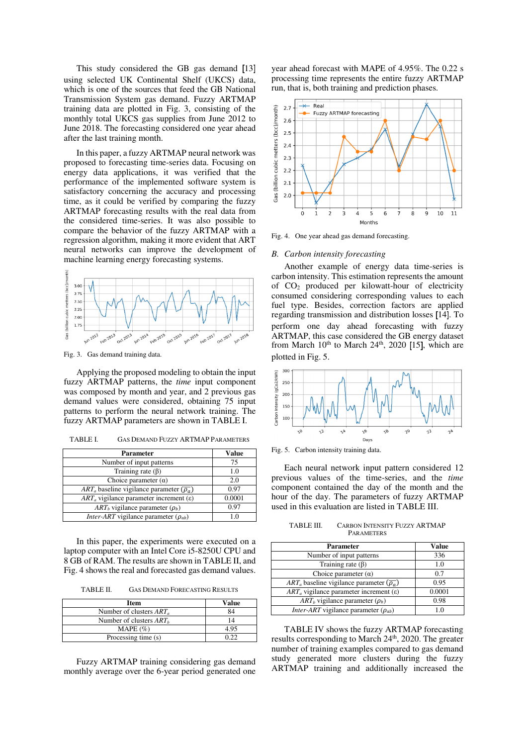This study considered the GB gas demand [13] using selected UK Continental Shelf (UKCS) data, which is one of the sources that feed the GB National Transmission System gas demand. Fuzzy ARTMAP training data are plotted in Fig. 3, consisting of the monthly total UKCS gas supplies from June 2012 to June 2018. The forecasting considered one year ahead after the last training month.

In this paper, a fuzzy ARTMAP neural network was proposed to forecasting time-series data. Focusing on energy data applications, it was verified that the performance of the implemented software system is satisfactory concerning the accuracy and processing time, as it could be verified by comparing the fuzzy ARTMAP forecasting results with the real data from the considered time-series. It was also possible to compare the behavior of the fuzzy ARTMAP with a regression algorithm, making it more evident that ART neural networks can improve the development of machine learning energy forecasting systems.

Fig. 3. Gas demand training data.

Applying the proposed modeling to obtain the input fuzzy ARTMAP patterns, the *time* input component was composed by month and year, and 2 previous gas demand values were considered, obtaining 75 input patterns to perform the neural network training. The fuzzy ARTMAP parameters are shown in TABLE I.

TABLE I. GAS DEMAND FUZZY ARTMAP PARAMETERS

| Parameter | Value |
|---|---|
| Number of input patterns | 75 |
| Training rate ($\beta$) | 1.0 |
| Choice parameter ($\alpha$) | 2.0 |
| $ART_a$ baseline vigilance parameter ($\overline{\rho_a}$) | 0.97 |
| $ART_a$ vigilance parameter increment ($\varepsilon$) | 0.0001 |
| $ART_b$ vigilance parameter ($\rho_b$) | 0.97 |
| *Inter-ART* vigilance parameter ($\rho_{ab}$) | 1.0 |

In this paper, the experiments were executed on a laptop computer with an Intel Core i5-8250U CPU and 8 GB of RAM. The results are shown in TABLE II, and Fig. 4 shows the real and forecasted gas demand values.

TABLE II. GAS DEMAND FORECASTING RESULTS

| Item | Value |
|---|---|
| Number of clusters $ART_a$ | 84 |
| Number of clusters $ART_b$ | 14 |
| MAPE (%) | 4.95 |
| Processing time (s) | 0.22 |

Fuzzy ARTMAP training considering gas demand monthly average over the 6-year period generated one year ahead forecast with MAPE of 4.95%. The 0.22 s processing time represents the entire fuzzy ARTMAP run, that is, both training and prediction phases.

Fig. 4. One year ahead gas demand forecasting.

## B. Carbon intensity forecasting

Another example of energy data time-series is carbon intensity. This estimation represents the amount of $CO_2$ produced per kilowatt-hour of electricity consumed considering corresponding values to each fuel type. Besides, correction factors are applied regarding transmission and distribution losses [14]. To perform one day ahead forecasting with fuzzy ARTMAP, this case considered the GB energy dataset from March 10th to March 24th, 2020 [15], which are plotted in Fig. 5.

Fig. 5. Carbon intensity training data.

Each neural network input pattern considered 12 previous values of the time-series, and the *time* component contained the day of the month and the hour of the day. The parameters of fuzzy ARTMAP used in this evaluation are listed in TABLE III.

TABLE III. CARBON INTENSITY FUZZY ARTMAP PARAMETERS

| Parameter | Value |
|---|---|
| Number of input patterns | 336 |
| Training rate ($\beta$) | 1.0 |
| Choice parameter ($\alpha$) | 0.7 |
| $ART_a$ baseline vigilance parameter ($\overline{\rho_a}$) | 0.95 |
| $ART_a$ vigilance parameter increment ($\varepsilon$) | 0.0001 |
| $ART_b$ vigilance parameter ($\rho_b$) | 0.98 |
| *Inter-ART* vigilance parameter ($\rho_{ab}$) | 1.0 |

TABLE IV shows the fuzzy ARTMAP forecasting results corresponding to March 24th, 2020. The greater number of training examples compared to gas demand study generated more clusters during the fuzzy ARTMAP training and additionally increased the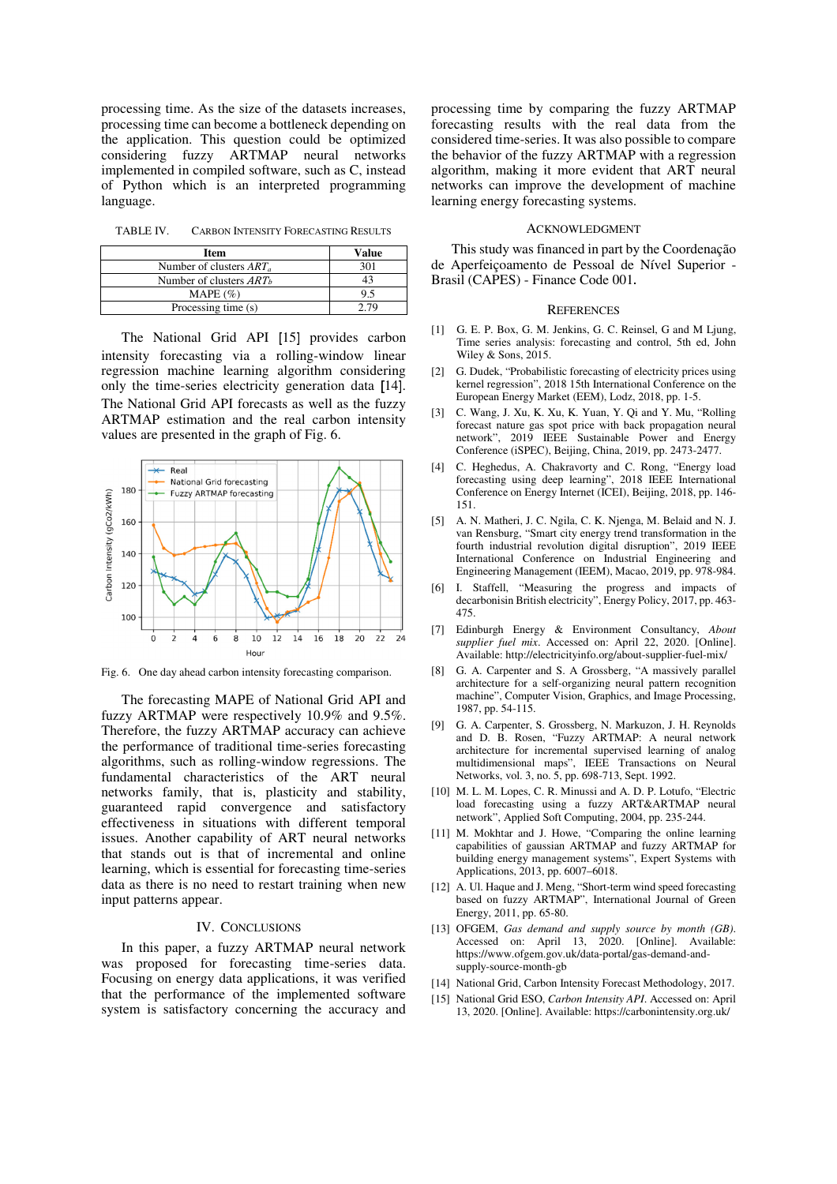processing time. As the size of the datasets increases, processing time can become a bottleneck depending on the application. This question could be optimized considering fuzzy ARTMAP neural networks implemented in compiled software, such as C, instead of Python which is an interpreted programming language.

TABLE IV. CARBON INTENSITY FORECASTING RESULTS

| Item | Value |
|---|---|
| Number of clusters $ART_a$ | 301 |
| Number of clusters $ART_b$ | 43 |
| MAPE (%) | 9.5 |
| Processing time (s) | 2.79 |

The National Grid API [15] provides carbon intensity forecasting via a rolling-window linear regression machine learning algorithm considering only the time-series electricity generation data [14]. The National Grid API forecasts as well as the fuzzy ARTMAP estimation and the real carbon intensity values are presented in the graph of Fig. 6.

Real
National Grid forecasting
Fuzzy ARTMAP forecasting
Carbon Intensity (gCo2/kWh)
100
120
140
160
180
0 2 4 6 8 10 12 14 16 18 20 22 24
Hour

Fig. 6. One day ahead carbon intensity forecasting comparison.

The forecasting MAPE of National Grid API and fuzzy ARTMAP were respectively 10.9% and 9.5%. Therefore, the fuzzy ARTMAP accuracy can achieve the performance of traditional time-series forecasting algorithms, such as rolling-window regressions. The fundamental characteristics of the ART neural networks family, that is, plasticity and stability, guaranteed rapid convergence and satisfactory effectiveness in situations with different temporal issues. Another capability of ART neural networks that stands out is that of incremental and online learning, which is essential for forecasting time-series data as there is no need to restart training when new input patterns appear.

## IV. CONCLUSIONS

In this paper, a fuzzy ARTMAP neural network was proposed for forecasting time-series data. Focusing on energy data applications, it was verified that the performance of the implemented software system is satisfactory concerning the accuracy and processing time by comparing the fuzzy ARTMAP forecasting results with the real data from the considered time-series. It was also possible to compare the behavior of the fuzzy ARTMAP with a regression algorithm, making it more evident that ART neural networks can improve the development of machine learning energy forecasting systems.

## ACKNOWLEDGMENT

This study was financed in part by the Coordenação de Aperfeiçoamento de Pessoal de Nível Superior - Brasil (CAPES) - Finance Code 001.

## REFERENCES

[1] G. E. P. Box, G. M. Jenkins, G. C. Reinsel, G and M Ljung, Time series analysis: forecasting and control, 5th ed, John Wiley & Sons, 2015.

[2] G. Dudek, "Probabilistic forecasting of electricity prices using kernel regression", 2018 15th International Conference on the European Energy Market (EEM), Lodz, 2018, pp. 1-5.

[3] C. Wang, J. Xu, K. Xu, K. Yuan, Y. Qi and Y. Mu, "Rolling forecast nature gas spot price with back propagation neural network", 2019 IEEE Sustainable Power and Energy Conference (iSPEC), Beijing, China, 2019, pp. 2473-2477.

[4] C. Heghedus, A. Chakravorty and C. Rong, "Energy load forecasting using deep learning", 2018 IEEE International Conference on Energy Internet (ICEI), Beijing, 2018, pp. 146-151.

[5] A. N. Matheri, J. C. Ngila, C. K. Njenga, M. Belaid and N. J. van Rensburg, "Smart city energy trend transformation in the fourth industrial revolution digital disruption", 2019 IEEE International Conference on Industrial Engineering and Engineering Management (IEEM), Macao, 2019, pp. 978-984.

[6] I. Staffell, "Measuring the progress and impacts of decarbonisin British electricity", Energy Policy, 2017, pp. 463-475.

[7] Edinburgh Energy & Environment Consultancy, *About supplier fuel mix*. Accessed on: April 22, 2020. [Online]. Available: http://electricityinfo.org/about-supplier-fuel-mix/

[8] G. A. Carpenter and S. A Grossberg, "A massively parallel architecture for a self-organizing neural pattern recognition machine", Computer Vision, Graphics, and Image Processing, 1987, pp. 54-115.

[9] G. A. Carpenter, S. Grossberg, N. Markuzon, J. H. Reynolds and D. B. Rosen, "Fuzzy ARTMAP: A neural network architecture for incremental supervised learning of analog multidimensional maps", IEEE Transactions on Neural Networks, vol. 3, no. 5, pp. 698-713, Sept. 1992.

[10] M. L. M. Lopes, C. R. Minussi and A. D. P. Lotufo, "Electric load forecasting using a fuzzy ART&ARTMAP neural network", Applied Soft Computing, 2004, pp. 235-244.

[11] M. Mokhtar and J. Howe, "Comparing the online learning capabilities of gaussian ARTMAP and fuzzy ARTMAP for building energy management systems", Expert Systems with Applications, 2013, pp. 6007–6018.

[12] A. Ul. Haque and J. Meng, "Short-term wind speed forecasting based on fuzzy ARTMAP", International Journal of Green Energy, 2011, pp. 65-80.

[13] OFGEM, *Gas demand and supply source by month (GB)*. Accessed on: April 13, 2020. [Online]. Available: https://www.ofgem.gov.uk/data-portal/gas-demand-and-supply-source-month-gb

[14] National Grid, Carbon Intensity Forecast Methodology, 2017.

[15] National Grid ESO, *Carbon Intensity API*. Accessed on: April 13, 2020. [Online]. Available: https://carbonintensity.org.uk/